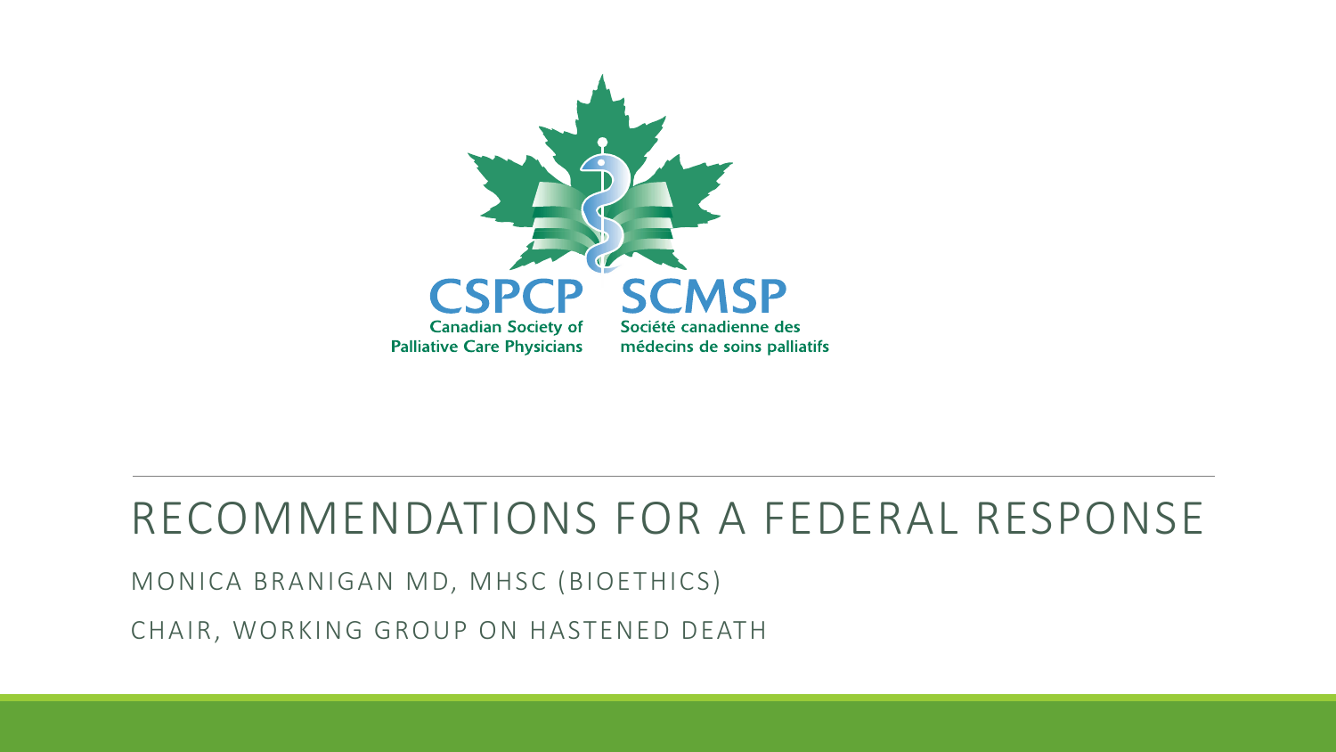CSPCP SCMSP

Canadian Society of Palliative Care Physicians

Société canadienne des médecins de soins palliatifs

# RECOMMENDATIONS FOR A FEDERAL RESPONSE

MONICA BRANIGAN MD, MHSC (BIOETHICS)

CHAIR, WORKING GROUP ON HASTENED DEATH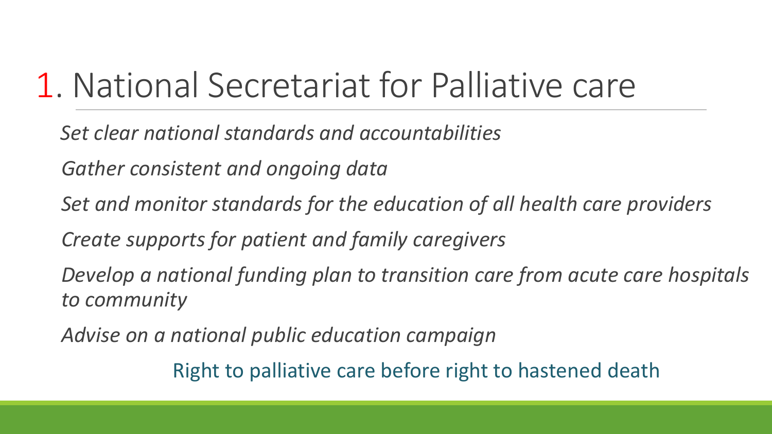# 1. National Secretariat for Palliative care

*Set clear national standards and accountabilities*

*Gather consistent and ongoing data*

*Set and monitor standards for the education of all health care providers*

*Create supports for patient and family caregivers*

*Develop a national funding plan to transition care from acute care hospitals to community*

*Advise on a national public education campaign*

Right to palliative care before right to hastened death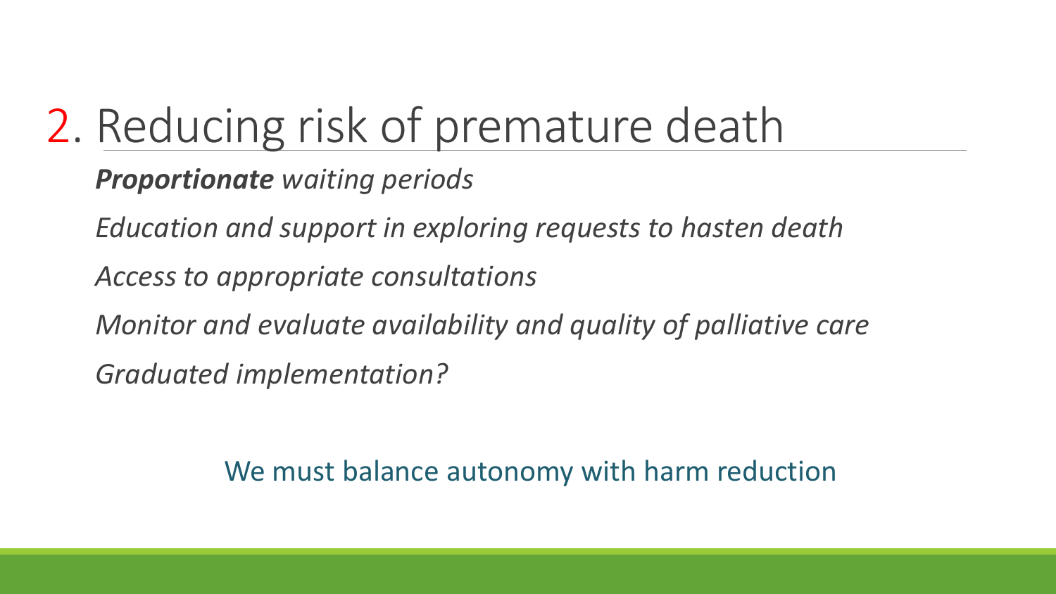# 2. Reducing risk of premature death

***Proportionate*** *waiting periods*

*Education and support in exploring requests to hasten death*

*Access to appropriate consultations*

*Monitor and evaluate availability and quality of palliative care*

*Graduated implementation?*

We must balance autonomy with harm reduction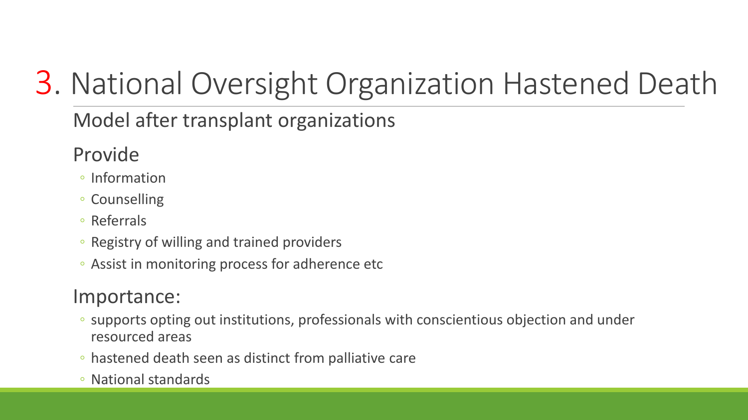# 3. National Oversight Organization Hastened Death

Model after transplant organizations

Provide

- Information
- Counselling
- Referrals
- Registry of willing and trained providers
- Assist in monitoring process for adherence etc

Importance:

- supports opting out institutions, professionals with conscientious objection and under resourced areas
- hastened death seen as distinct from palliative care
- National standards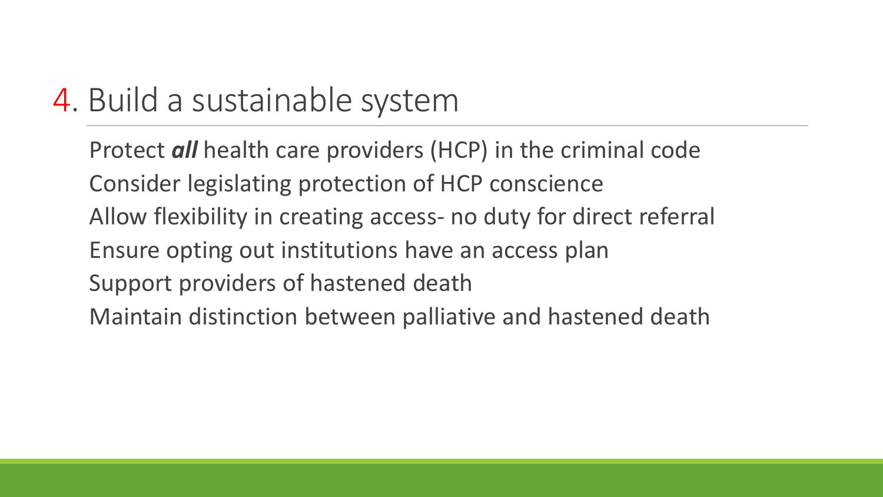# 4. Build a sustainable system

Protect ***all*** health care providers (HCP) in the criminal code

Consider legislating protection of HCP conscience

Allow flexibility in creating access- no duty for direct referral

Ensure opting out institutions have an access plan

Support providers of hastened death

Maintain distinction between palliative and hastened death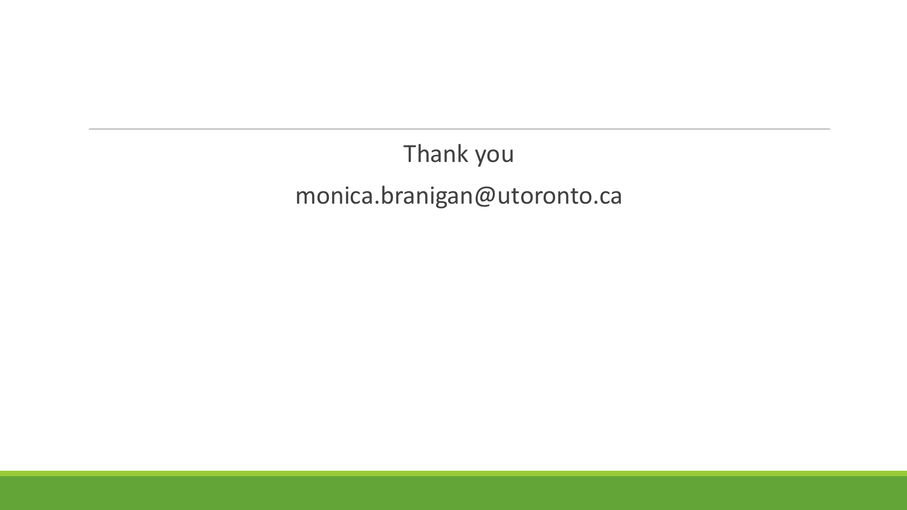Thank you

monica.branigan@utoronto.ca